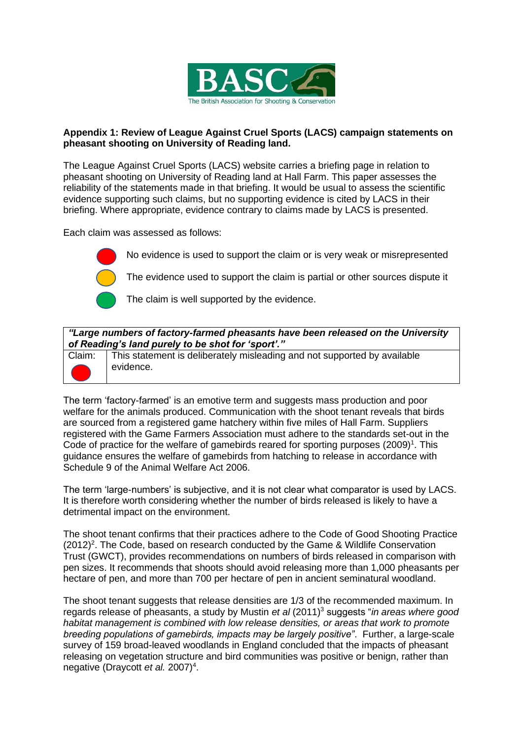BASC

The British Association for Shooting & Conservation

**Appendix 1: Review of League Against Cruel Sports (LACS) campaign statements on pheasant shooting on University of Reading land.**

The League Against Cruel Sports (LACS) website carries a briefing page in relation to pheasant shooting on University of Reading land at Hall Farm. This paper assesses the reliability of the statements made in that briefing. It would be usual to assess the scientific evidence supporting such claims, but no supporting evidence is cited by LACS in their briefing. Where appropriate, evidence contrary to claims made by LACS is presented.

Each claim was assessed as follows:

- 🔴 No evidence is used to support the claim or is very weak or misrepresented
- 🟡 The evidence used to support the claim is partial or other sources dispute it
- 🟢 The claim is well supported by the evidence.

| ***"Large numbers of factory-farmed pheasants have been released on the University of Reading's land purely to be shot for 'sport'."*** | |
|---|---|
| Claim: 🔴 | This statement is deliberately misleading and not supported by available evidence. |

The term 'factory-farmed' is an emotive term and suggests mass production and poor welfare for the animals produced. Communication with the shoot tenant reveals that birds are sourced from a registered game hatchery within five miles of Hall Farm. Suppliers registered with the Game Farmers Association must adhere to the standards set-out in the Code of practice for the welfare of gamebirds reared for sporting purposes (2009)[1]. This guidance ensures the welfare of gamebirds from hatching to release in accordance with Schedule 9 of the Animal Welfare Act 2006.

The term 'large-numbers' is subjective, and it is not clear what comparator is used by LACS. It is therefore worth considering whether the number of birds released is likely to have a detrimental impact on the environment.

The shoot tenant confirms that their practices adhere to the Code of Good Shooting Practice (2012)[2]. The Code, based on research conducted by the Game & Wildlife Conservation Trust (GWCT), provides recommendations on numbers of birds released in comparison with pen sizes. It recommends that shoots should avoid releasing more than 1,000 pheasants per hectare of pen, and more than 700 per hectare of pen in ancient seminatural woodland.

The shoot tenant suggests that release densities are 1/3 of the recommended maximum. In regards release of pheasants, a study by Mustin *et al* (2011)[3] suggests "*in areas where good habitat management is combined with low release densities, or areas that work to promote breeding populations of gamebirds, impacts may be largely positive"*. Further, a large-scale survey of 159 broad-leaved woodlands in England concluded that the impacts of pheasant releasing on vegetation structure and bird communities was positive or benign, rather than negative (Draycott *et al.* 2007)[4].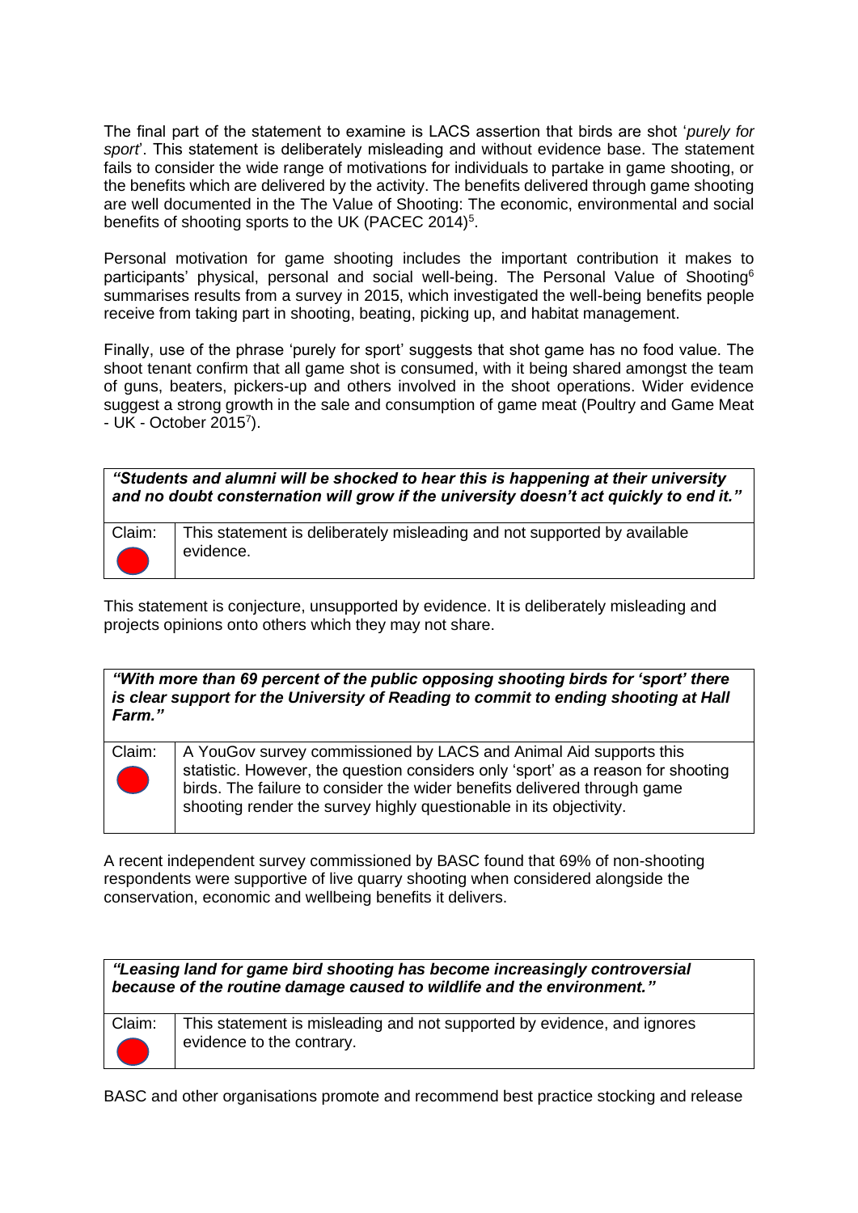The final part of the statement to examine is LACS assertion that birds are shot '*purely for sport*'. This statement is deliberately misleading and without evidence base. The statement fails to consider the wide range of motivations for individuals to partake in game shooting, or the benefits which are delivered by the activity. The benefits delivered through game shooting are well documented in the The Value of Shooting: The economic, environmental and social benefits of shooting sports to the UK (PACEC 2014)[5].

Personal motivation for game shooting includes the important contribution it makes to participants' physical, personal and social well-being. The Personal Value of Shooting[6] summarises results from a survey in 2015, which investigated the well-being benefits people receive from taking part in shooting, beating, picking up, and habitat management.

Finally, use of the phrase 'purely for sport' suggests that shot game has no food value. The shoot tenant confirm that all game shot is consumed, with it being shared amongst the team of guns, beaters, pickers-up and others involved in the shoot operations. Wider evidence suggest a strong growth in the sale and consumption of game meat (Poultry and Game Meat - UK - October 2015[7]).

| ***"Students and alumni will be shocked to hear this is happening at their university and no doubt consternation will grow if the university doesn't act quickly to end it."*** | |
|---|---|
| Claim: | This statement is deliberately misleading and not supported by available evidence. |

This statement is conjecture, unsupported by evidence. It is deliberately misleading and projects opinions onto others which they may not share.

| ***"With more than 69 percent of the public opposing shooting birds for 'sport' there is clear support for the University of Reading to commit to ending shooting at Hall Farm."*** | |
|---|---|
| Claim: | A YouGov survey commissioned by LACS and Animal Aid supports this statistic. However, the question considers only 'sport' as a reason for shooting birds. The failure to consider the wider benefits delivered through game shooting render the survey highly questionable in its objectivity. |

A recent independent survey commissioned by BASC found that 69% of non-shooting respondents were supportive of live quarry shooting when considered alongside the conservation, economic and wellbeing benefits it delivers.

| ***"Leasing land for game bird shooting has become increasingly controversial because of the routine damage caused to wildlife and the environment."*** | |
|---|---|
| Claim: | This statement is misleading and not supported by evidence, and ignores evidence to the contrary. |

BASC and other organisations promote and recommend best practice stocking and release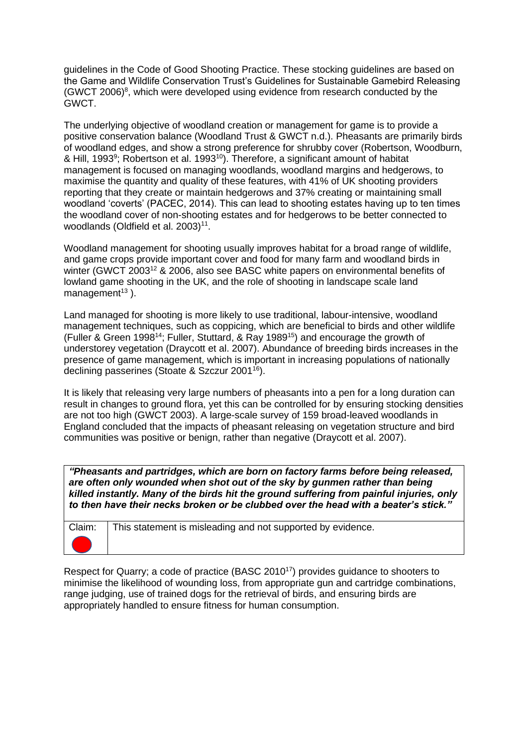guidelines in the Code of Good Shooting Practice. These stocking guidelines are based on the Game and Wildlife Conservation Trust's Guidelines for Sustainable Gamebird Releasing (GWCT 2006)[8], which were developed using evidence from research conducted by the GWCT.

The underlying objective of woodland creation or management for game is to provide a positive conservation balance (Woodland Trust & GWCT n.d.). Pheasants are primarily birds of woodland edges, and show a strong preference for shrubby cover (Robertson, Woodburn, & Hill, 1993[9]; Robertson et al. 1993[10]). Therefore, a significant amount of habitat management is focused on managing woodlands, woodland margins and hedgerows, to maximise the quantity and quality of these features, with 41% of UK shooting providers reporting that they create or maintain hedgerows and 37% creating or maintaining small woodland 'coverts' (PACEC, 2014). This can lead to shooting estates having up to ten times the woodland cover of non-shooting estates and for hedgerows to be better connected to woodlands (Oldfield et al. 2003)[11].

Woodland management for shooting usually improves habitat for a broad range of wildlife, and game crops provide important cover and food for many farm and woodland birds in winter (GWCT 2003[12] & 2006, also see BASC white papers on environmental benefits of lowland game shooting in the UK, and the role of shooting in landscape scale land management[13] ).

Land managed for shooting is more likely to use traditional, labour-intensive, woodland management techniques, such as coppicing, which are beneficial to birds and other wildlife (Fuller & Green 1998[14]; Fuller, Stuttard, & Ray 1989[15]) and encourage the growth of understorey vegetation (Draycott et al. 2007). Abundance of breeding birds increases in the presence of game management, which is important in increasing populations of nationally declining passerines (Stoate & Szczur 2001[16]).

It is likely that releasing very large numbers of pheasants into a pen for a long duration can result in changes to ground flora, yet this can be controlled for by ensuring stocking densities are not too high (GWCT 2003). A large-scale survey of 159 broad-leaved woodlands in England concluded that the impacts of pheasant releasing on vegetation structure and bird communities was positive or benign, rather than negative (Draycott et al. 2007).

| ***"Pheasants and partridges, which are born on factory farms before being released, are often only wounded when shot out of the sky by gunmen rather than being killed instantly. Many of the birds hit the ground suffering from painful injuries, only to then have their necks broken or be clubbed over the head with a beater's stick."*** | |
|---|---|
| Claim: 🔴 | This statement is misleading and not supported by evidence. |

Respect for Quarry; a code of practice (BASC 2010[17]) provides guidance to shooters to minimise the likelihood of wounding loss, from appropriate gun and cartridge combinations, range judging, use of trained dogs for the retrieval of birds, and ensuring birds are appropriately handled to ensure fitness for human consumption.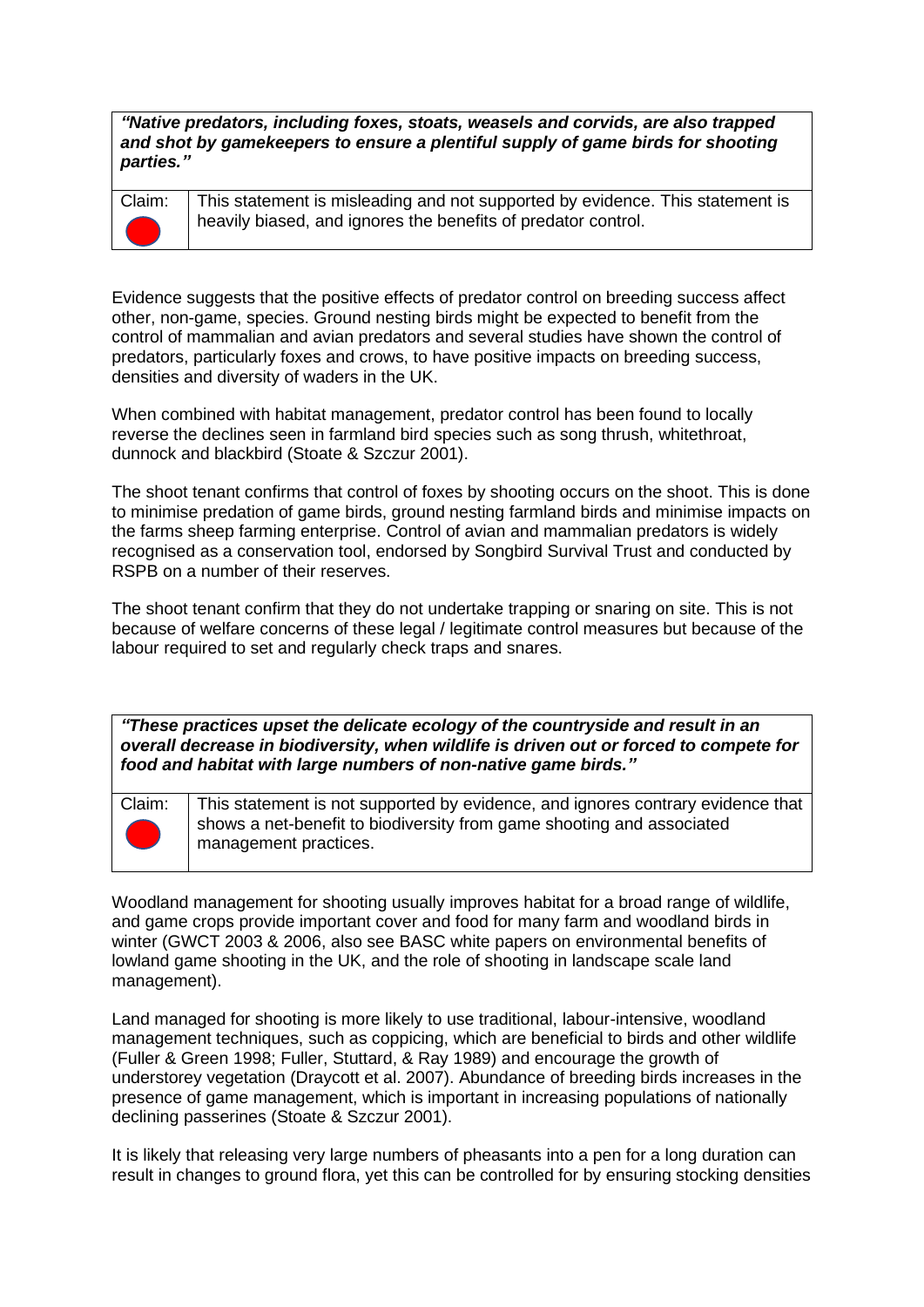| *"Native predators, including foxes, stoats, weasels and corvids, are also trapped and shot by gamekeepers to ensure a plentiful supply of game birds for shooting parties."* | |
|---|---|
| Claim: | This statement is misleading and not supported by evidence. This statement is heavily biased, and ignores the benefits of predator control. |

Evidence suggests that the positive effects of predator control on breeding success affect other, non-game, species. Ground nesting birds might be expected to benefit from the control of mammalian and avian predators and several studies have shown the control of predators, particularly foxes and crows, to have positive impacts on breeding success, densities and diversity of waders in the UK.

When combined with habitat management, predator control has been found to locally reverse the declines seen in farmland bird species such as song thrush, whitethroat, dunnock and blackbird (Stoate & Szczur 2001).

The shoot tenant confirms that control of foxes by shooting occurs on the shoot. This is done to minimise predation of game birds, ground nesting farmland birds and minimise impacts on the farms sheep farming enterprise. Control of avian and mammalian predators is widely recognised as a conservation tool, endorsed by Songbird Survival Trust and conducted by RSPB on a number of their reserves.

The shoot tenant confirm that they do not undertake trapping or snaring on site. This is not because of welfare concerns of these legal / legitimate control measures but because of the labour required to set and regularly check traps and snares.

| *"These practices upset the delicate ecology of the countryside and result in an overall decrease in biodiversity, when wildlife is driven out or forced to compete for food and habitat with large numbers of non-native game birds."* | |
|---|---|
| Claim: | This statement is not supported by evidence, and ignores contrary evidence that shows a net-benefit to biodiversity from game shooting and associated management practices. |

Woodland management for shooting usually improves habitat for a broad range of wildlife, and game crops provide important cover and food for many farm and woodland birds in winter (GWCT 2003 & 2006, also see BASC white papers on environmental benefits of lowland game shooting in the UK, and the role of shooting in landscape scale land management).

Land managed for shooting is more likely to use traditional, labour-intensive, woodland management techniques, such as coppicing, which are beneficial to birds and other wildlife (Fuller & Green 1998; Fuller, Stuttard, & Ray 1989) and encourage the growth of understorey vegetation (Draycott et al. 2007). Abundance of breeding birds increases in the presence of game management, which is important in increasing populations of nationally declining passerines (Stoate & Szczur 2001).

It is likely that releasing very large numbers of pheasants into a pen for a long duration can result in changes to ground flora, yet this can be controlled for by ensuring stocking densities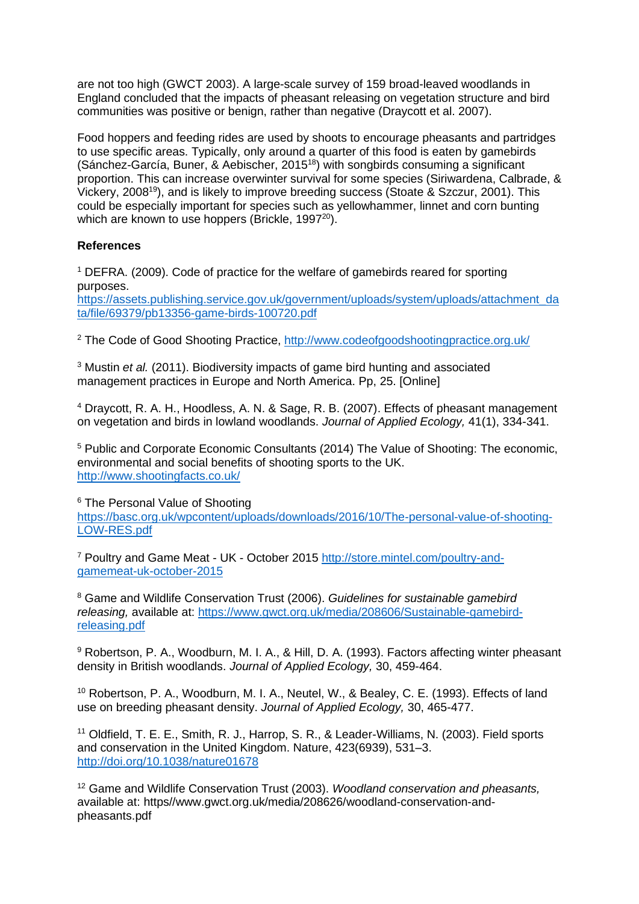are not too high (GWCT 2003). A large-scale survey of 159 broad-leaved woodlands in England concluded that the impacts of pheasant releasing on vegetation structure and bird communities was positive or benign, rather than negative (Draycott et al. 2007).

Food hoppers and feeding rides are used by shoots to encourage pheasants and partridges to use specific areas. Typically, only around a quarter of this food is eaten by gamebirds (Sánchez-García, Buner, & Aebischer, 2015[18]) with songbirds consuming a significant proportion. This can increase overwinter survival for some species (Siriwardena, Calbrade, & Vickery, 2008[19]), and is likely to improve breeding success (Stoate & Szczur, 2001). This could be especially important for species such as yellowhammer, linnet and corn bunting which are known to use hoppers (Brickle, 1997[20]).

**References**

[1] DEFRA. (2009). Code of practice for the welfare of gamebirds reared for sporting purposes. https://assets.publishing.service.gov.uk/government/uploads/system/uploads/attachment_data/file/69379/pb13356-game-birds-100720.pdf

[2] The Code of Good Shooting Practice, http://www.codeofgoodshootingpractice.org.uk/

[3] Mustin *et al.* (2011). Biodiversity impacts of game bird hunting and associated management practices in Europe and North America. Pp, 25. [Online]

[4] Draycott, R. A. H., Hoodless, A. N. & Sage, R. B. (2007). Effects of pheasant management on vegetation and birds in lowland woodlands. *Journal of Applied Ecology,* 41(1), 334-341.

[5] Public and Corporate Economic Consultants (2014) The Value of Shooting: The economic, environmental and social benefits of shooting sports to the UK. http://www.shootingfacts.co.uk/

[6] The Personal Value of Shooting https://basc.org.uk/wpcontent/uploads/downloads/2016/10/The-personal-value-of-shooting-LOW-RES.pdf

[7] Poultry and Game Meat - UK - October 2015 http://store.mintel.com/poultry-and-gamemeat-uk-october-2015

[8] Game and Wildlife Conservation Trust (2006). *Guidelines for sustainable gamebird releasing,* available at: https://www.gwct.org.uk/media/208606/Sustainable-gamebird-releasing.pdf

[9] Robertson, P. A., Woodburn, M. I. A., & Hill, D. A. (1993). Factors affecting winter pheasant density in British woodlands. *Journal of Applied Ecology,* 30, 459-464.

[10] Robertson, P. A., Woodburn, M. I. A., Neutel, W., & Bealey, C. E. (1993). Effects of land use on breeding pheasant density. *Journal of Applied Ecology,* 30, 465-477.

[11] Oldfield, T. E. E., Smith, R. J., Harrop, S. R., & Leader-Williams, N. (2003). Field sports and conservation in the United Kingdom. Nature, 423(6939), 531–3. http://doi.org/10.1038/nature01678

[12] Game and Wildlife Conservation Trust (2003). *Woodland conservation and pheasants,* available at: https//www.gwct.org.uk/media/208626/woodland-conservation-and-pheasants.pdf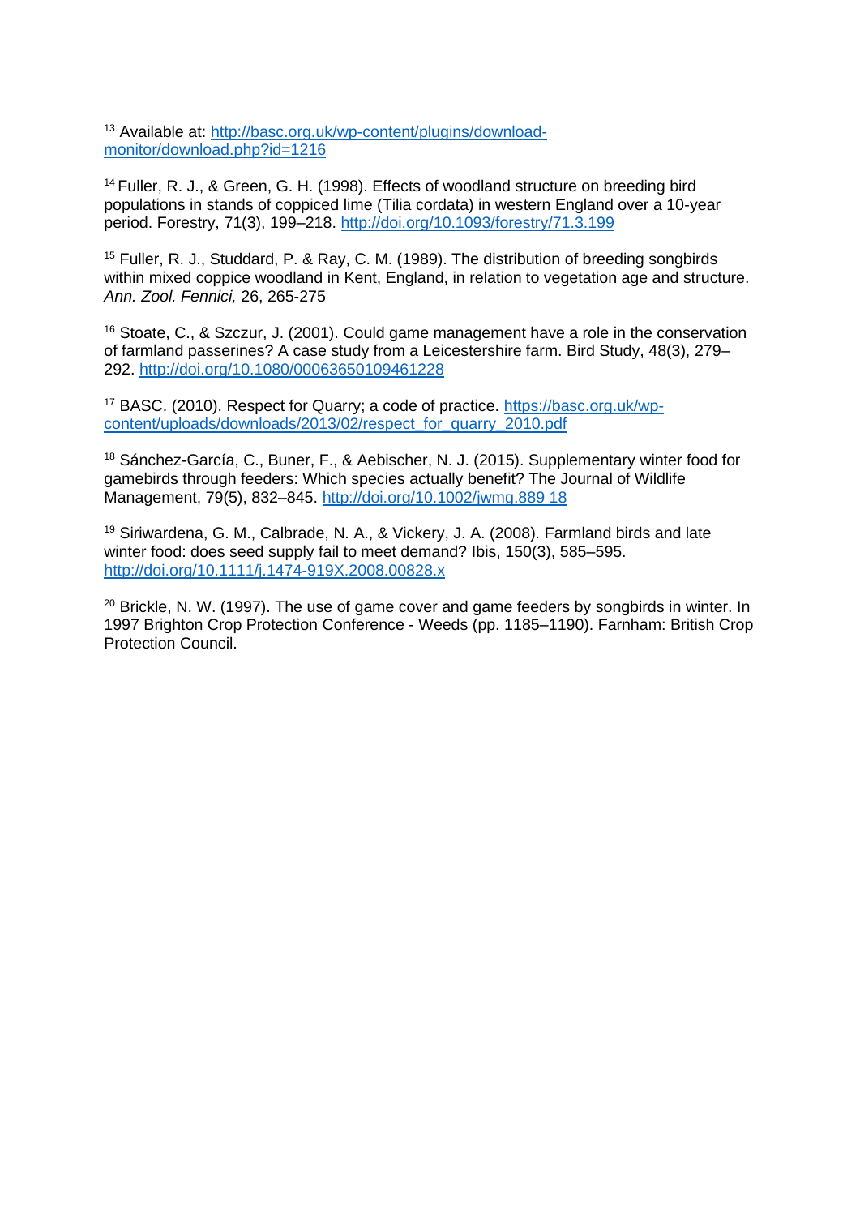[13] Available at: http://basc.org.uk/wp-content/plugins/download-monitor/download.php?id=1216

[14] Fuller, R. J., & Green, G. H. (1998). Effects of woodland structure on breeding bird populations in stands of coppiced lime (Tilia cordata) in western England over a 10-year period. Forestry, 71(3), 199–218. http://doi.org/10.1093/forestry/71.3.199

[15] Fuller, R. J., Studdard, P. & Ray, C. M. (1989). The distribution of breeding songbirds within mixed coppice woodland in Kent, England, in relation to vegetation age and structure. *Ann. Zool. Fennici,* 26, 265-275

[16] Stoate, C., & Szczur, J. (2001). Could game management have a role in the conservation of farmland passerines? A case study from a Leicestershire farm. Bird Study, 48(3), 279–292. http://doi.org/10.1080/00063650109461228

[17] BASC. (2010). Respect for Quarry; a code of practice. https://basc.org.uk/wp-content/uploads/downloads/2013/02/respect_for_quarry_2010.pdf

[18] Sánchez-García, C., Buner, F., & Aebischer, N. J. (2015). Supplementary winter food for gamebirds through feeders: Which species actually benefit? The Journal of Wildlife Management, 79(5), 832–845. http://doi.org/10.1002/jwmg.889 18

[19] Siriwardena, G. M., Calbrade, N. A., & Vickery, J. A. (2008). Farmland birds and late winter food: does seed supply fail to meet demand? Ibis, 150(3), 585–595. http://doi.org/10.1111/j.1474-919X.2008.00828.x

[20] Brickle, N. W. (1997). The use of game cover and game feeders by songbirds in winter. In 1997 Brighton Crop Protection Conference - Weeds (pp. 1185–1190). Farnham: British Crop Protection Council.